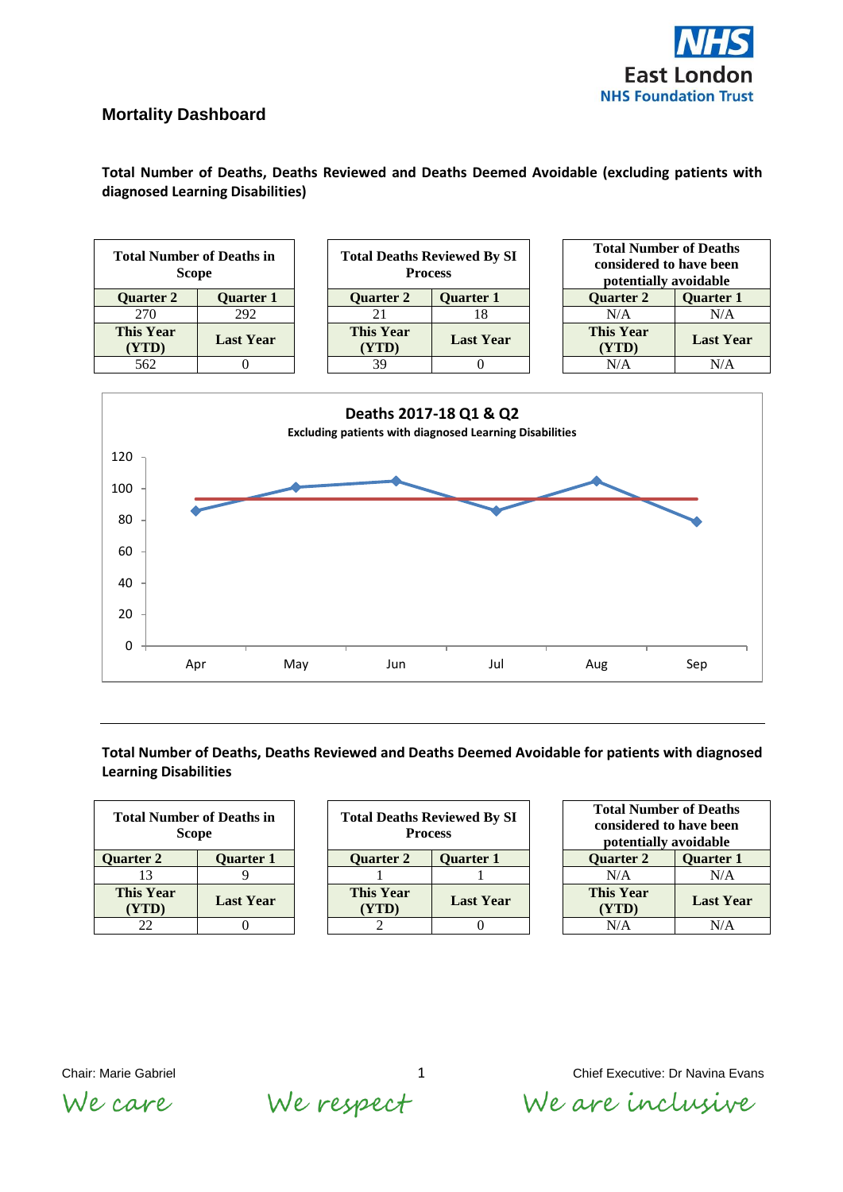## Mortality Dashboard

**Total Number of Deaths, Deaths Reviewed and Deaths Deemed Avoidable (excluding patients with diagnosed Learning Disabilities)**

| Total Number of Deaths in Scope | |
|---|---|
| **Quarter 2** | **Quarter 1** |
| 270 | 292 |
| **This Year (YTD)** | **Last Year** |
| 562 | 0 |

| Total Deaths Reviewed By SI Process | |
|---|---|
| **Quarter 2** | **Quarter 1** |
| 21 | 18 |
| **This Year (YTD)** | **Last Year** |
| 39 | 0 |

| Total Number of Deaths considered to have been potentially avoidable | |
|---|---|
| **Quarter 2** | **Quarter 1** |
| N/A | N/A |
| **This Year (YTD)** | **Last Year** |
| N/A | N/A |

**Deaths 2017-18 Q1 & Q2**
Excluding patients with diagnosed Learning Disabilities

---

**Total Number of Deaths, Deaths Reviewed and Deaths Deemed Avoidable for patients with diagnosed Learning Disabilities**

| Total Number of Deaths in Scope | |
|---|---|
| **Quarter 2** | **Quarter 1** |
| 13 | 9 |
| **This Year (YTD)** | **Last Year** |
| 22 | 0 |

| Total Deaths Reviewed By SI Process | |
|---|---|
| **Quarter 2** | **Quarter 1** |
| 1 | 1 |
| **This Year (YTD)** | **Last Year** |
| 2 | 0 |

| Total Number of Deaths considered to have been potentially avoidable | |
|---|---|
| **Quarter 2** | **Quarter 1** |
| N/A | N/A |
| **This Year (YTD)** | **Last Year** |
| N/A | N/A |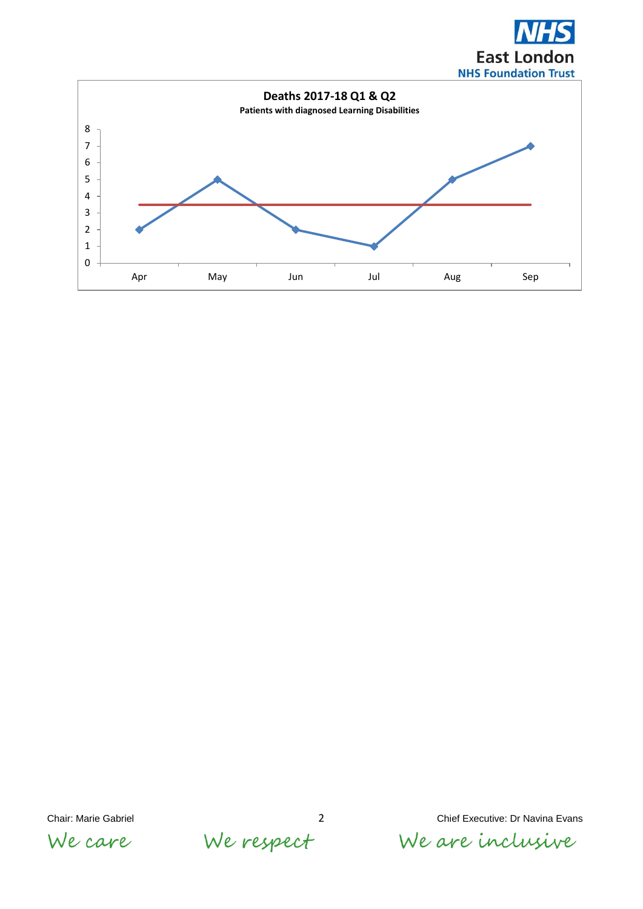**Deaths 2017-18 Q1 & Q2**

**Patients with diagnosed Learning Disabilities**

8
7
6
5
4
3
2
1
0

Apr
May
Jun
Jul
Aug
Sep